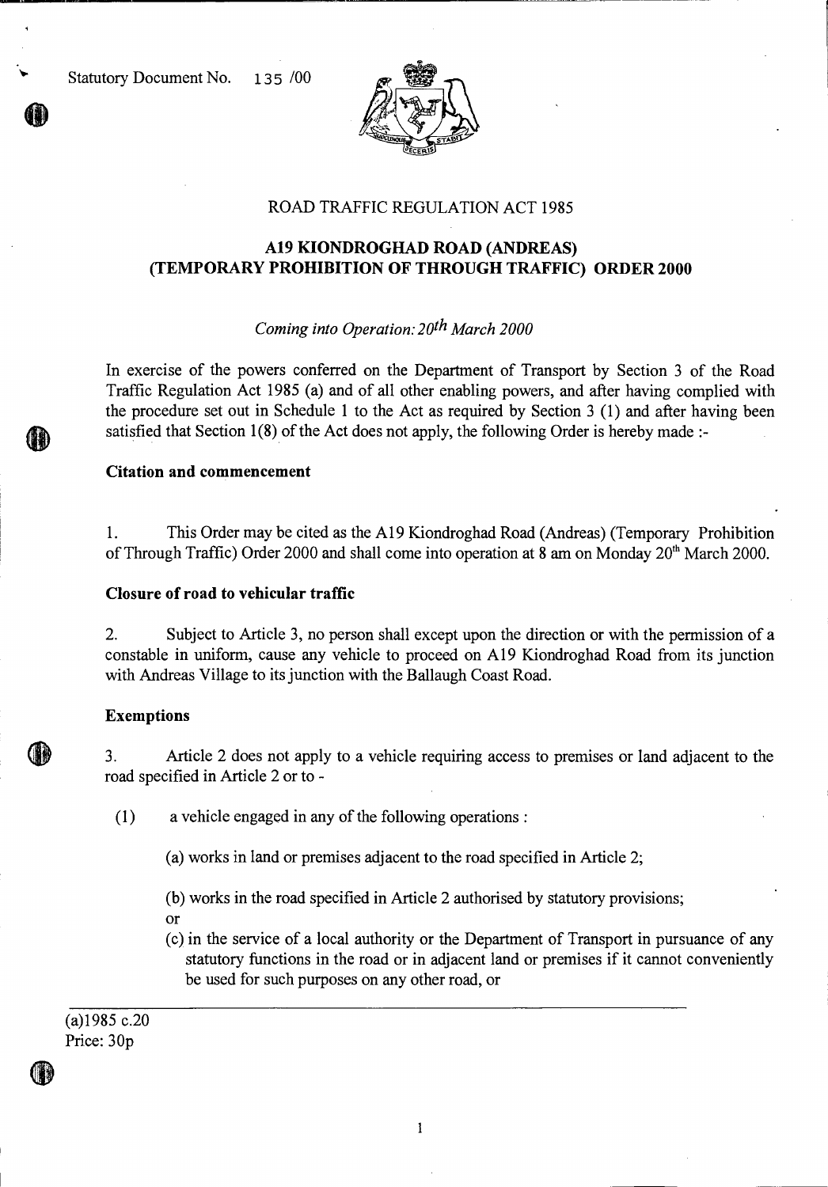Statutory Document No. 135 /00

ROAD TRAFFIC REGULATION ACT 1985

# A19 KIONDROGHAD ROAD (ANDREAS) (TEMPORARY PROHIBITION OF THROUGH TRAFFIC) ORDER 2000

*Coming into Operation: 20th March 2000*

In exercise of the powers conferred on the Department of Transport by Section 3 of the Road Traffic Regulation Act 1985 (a) and of all other enabling powers, and after having complied with the procedure set out in Schedule 1 to the Act as required by Section 3 (1) and after having been satisfied that Section 1(8) of the Act does not apply, the following Order is hereby made :-

**Citation and commencement**

1. This Order may be cited as the A19 Kiondroghad Road (Andreas) (Temporary Prohibition of Through Traffic) Order 2000 and shall come into operation at 8 am on Monday 20th March 2000.

**Closure of road to vehicular traffic**

2. Subject to Article 3, no person shall except upon the direction or with the permission of a constable in uniform, cause any vehicle to proceed on A19 Kiondroghad Road from its junction with Andreas Village to its junction with the Ballaugh Coast Road.

**Exemptions**

3. Article 2 does not apply to a vehicle requiring access to premises or land adjacent to the road specified in Article 2 or to -

(1) a vehicle engaged in any of the following operations :

(a) works in land or premises adjacent to the road specified in Article 2;

(b) works in the road specified in Article 2 authorised by statutory provisions;

or

(c) in the service of a local authority or the Department of Transport in pursuance of any statutory functions in the road or in adjacent land or premises if it cannot conveniently be used for such purposes on any other road, or

(a)1985 c.20

Price: 30p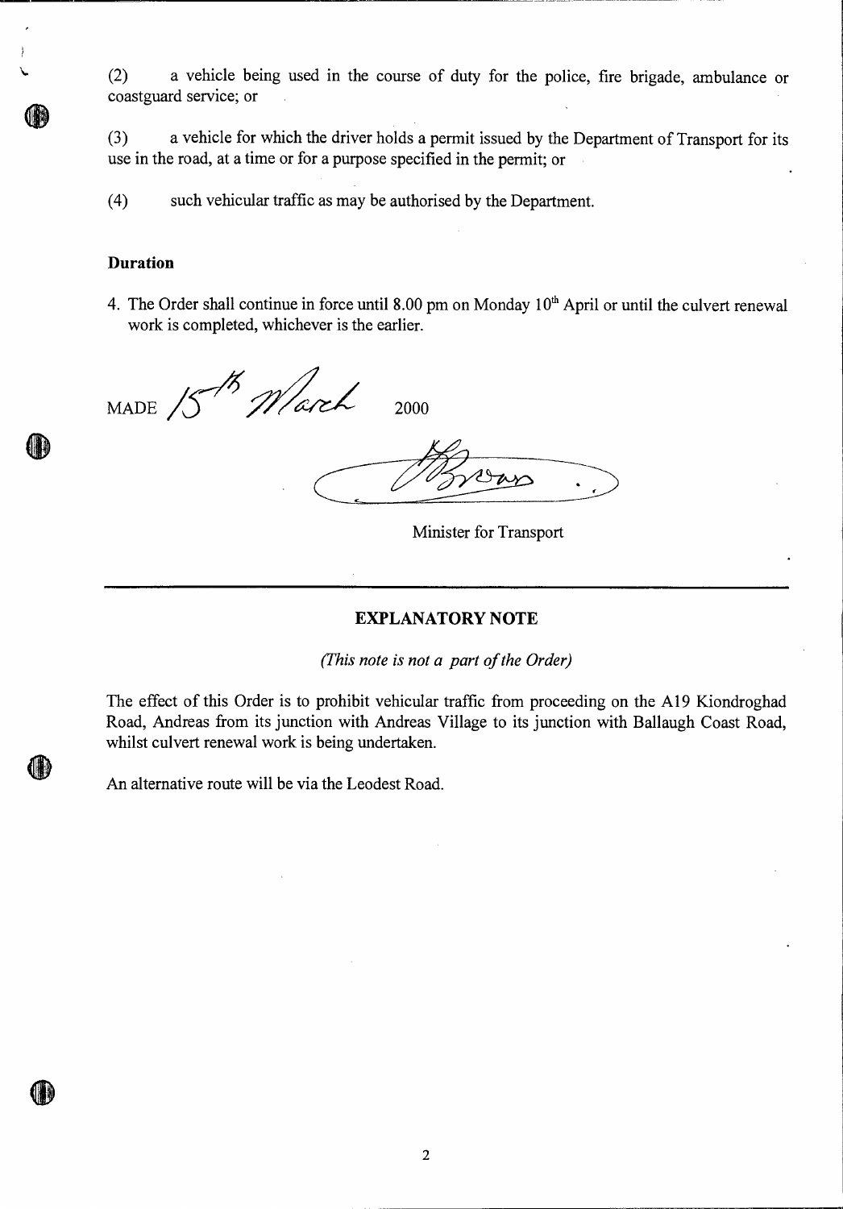(2) a vehicle being used in the course of duty for the police, fire brigade, ambulance or coastguard service; or

(3) a vehicle for which the driver holds a permit issued by the Department of Transport for its use in the road, at a time or for a purpose specified in the permit; or

(4) such vehicular traffic as may be authorised by the Department.

**Duration**

4. The Order shall continue in force until 8.00 pm on Monday 10th April or until the culvert renewal work is completed, whichever is the earlier.

MADE 15th March 2000

Minister for Transport

---

**EXPLANATORY NOTE**

*(This note is not a part of the Order)*

The effect of this Order is to prohibit vehicular traffic from proceeding on the A19 Kiondroghad Road, Andreas from its junction with Andreas Village to its junction with Ballaugh Coast Road, whilst culvert renewal work is being undertaken.

An alternative route will be via the Leodest Road.